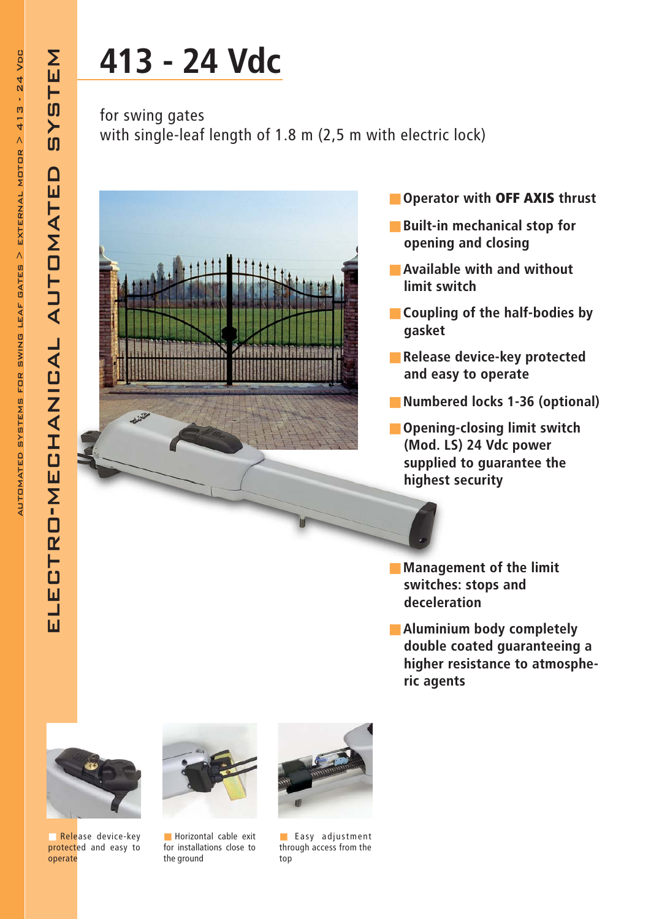# 413 - 24 Vdc

for swing gates
with single-leaf length of 1.8 m (2,5 m with electric lock)

- Operator with **OFF AXIS** thrust
- Built-in mechanical stop for opening and closing
- Available with and without limit switch
- Coupling of the half-bodies by gasket
- Release device-key protected and easy to operate
- Numbered locks 1-36 (optional)
- Opening-closing limit switch (Mod. LS) 24 Vdc power supplied to guarantee the highest security
- Management of the limit switches: stops and deceleration
- Aluminium body completely double coated guaranteeing a higher resistance to atmospheric agents

Release device-key protected and easy to operate

Horizontal cable exit for installations close to the ground

Easy adjustment through access from the top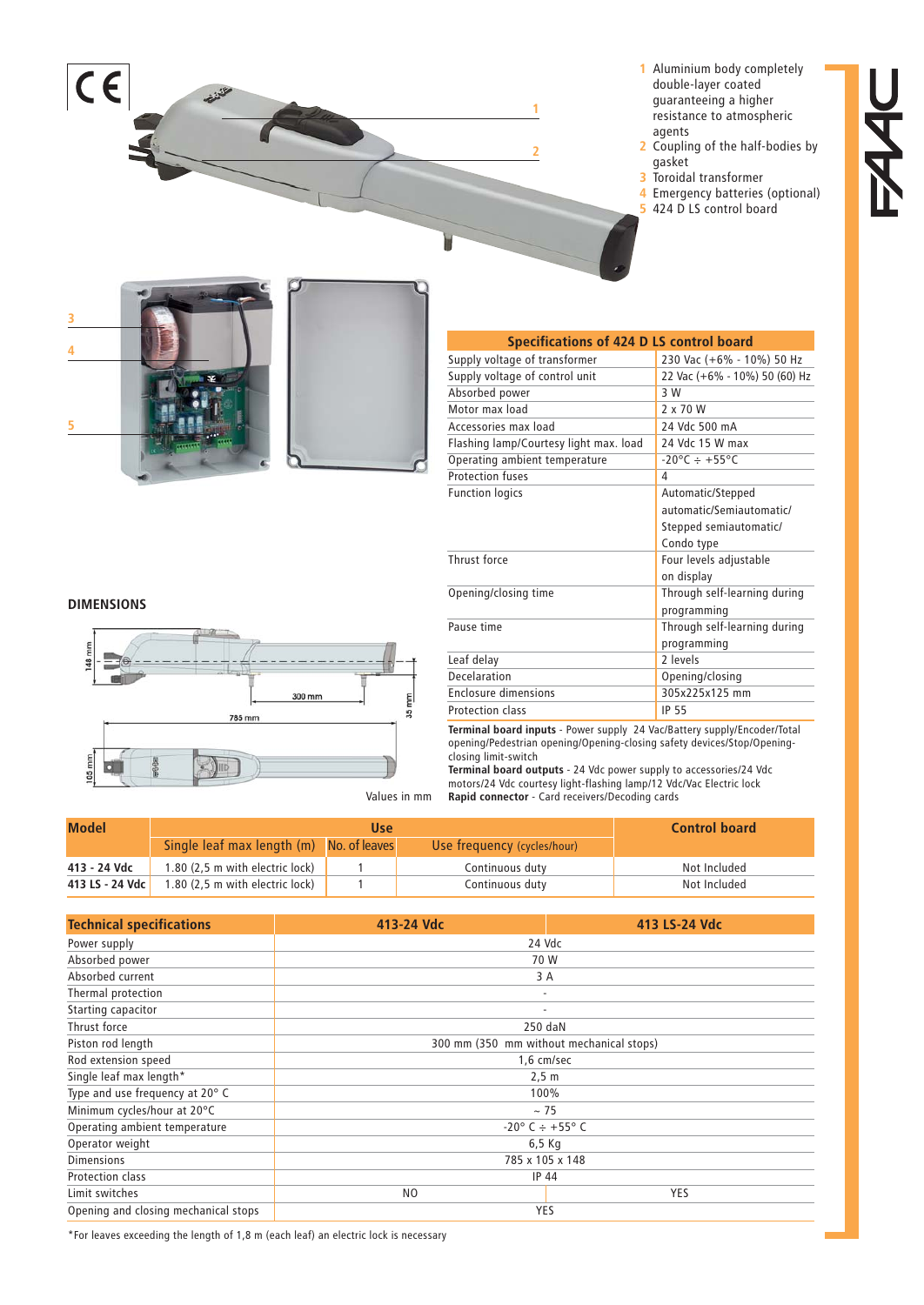1 Aluminium body completely double-layer coated guaranteeing a higher resistance to atmospheric agents
2 Coupling of the half-bodies by gasket
3 Toroidal transformer
4 Emergency batteries (optional)
5 424 D LS control board

## DIMENSIONS

148 mm

300 mm

785 mm

35 mm

105 mm

Values in mm

| Specifications of 424 D LS control board | |
|---|---|
| Supply voltage of transformer | 230 Vac (+6% - 10%) 50 Hz |
| Supply voltage of control unit | 22 Vac (+6% - 10%) 50 (60) Hz |
| Absorbed power | 3 W |
| Motor max load | 2 x 70 W |
| Accessories max load | 24 Vdc 500 mA |
| Flashing lamp/Courtesy light max. load | 24 Vdc 15 W max |
| Operating ambient temperature | -20°C ÷ +55°C |
| Protection fuses | 4 |
| Function logics | Automatic/Stepped automatic/Semiautomatic/ Stepped semiautomatic/ Condo type |
| Thrust force | Four levels adjustable on display |
| Opening/closing time | Through self-learning during programming |
| Pause time | Through self-learning during programming |
| Leaf delay | 2 levels |
| Decelaration | Opening/closing |
| Enclosure dimensions | 305x225x125 mm |
| Protection class | IP 55 |

**Terminal board inputs** - Power supply 24 Vac/Battery supply/Encoder/Total opening/Pedestrian opening/Opening-closing safety devices/Stop/Opening-closing limit-switch
**Terminal board outputs** - 24 Vdc power supply to accessories/24 Vdc motors/24 Vdc courtesy light-flashing lamp/12 Vdc/Vac Electric lock
**Rapid connector** - Card receivers/Decoding cards

| Model | Use | | | Control board |
|---|---|---|---|---|
| | Single leaf max length (m) | No. of leaves | Use frequency (cycles/hour) | |
| 413 - 24 Vdc | 1.80 (2,5 m with electric lock) | 1 | Continuous duty | Not Included |
| 413 LS - 24 Vdc | 1.80 (2,5 m with electric lock) | 1 | Continuous duty | Not Included |

| Technical specifications | 413-24 Vdc | 413 LS-24 Vdc |
|---|---|---|
| Power supply | 24 Vdc | |
| Absorbed power | 70 W | |
| Absorbed current | 3 A | |
| Thermal protection | - | |
| Starting capacitor | - | |
| Thrust force | 250 daN | |
| Piston rod length | 300 mm (350 mm without mechanical stops) | |
| Rod extension speed | 1,6 cm/sec | |
| Single leaf max length* | 2,5 m | |
| Type and use frequency at 20° C | 100% | |
| Minimum cycles/hour at 20°C | ~ 75 | |
| Operating ambient temperature | -20° C ÷ +55° C | |
| Operator weight | 6,5 Kg | |
| Dimensions | 785 x 105 x 148 | |
| Protection class | IP 44 | |
| Limit switches | NO | YES |
| Opening and closing mechanical stops | YES | |

*For leaves exceeding the length of 1,8 m (each leaf) an electric lock is necessary